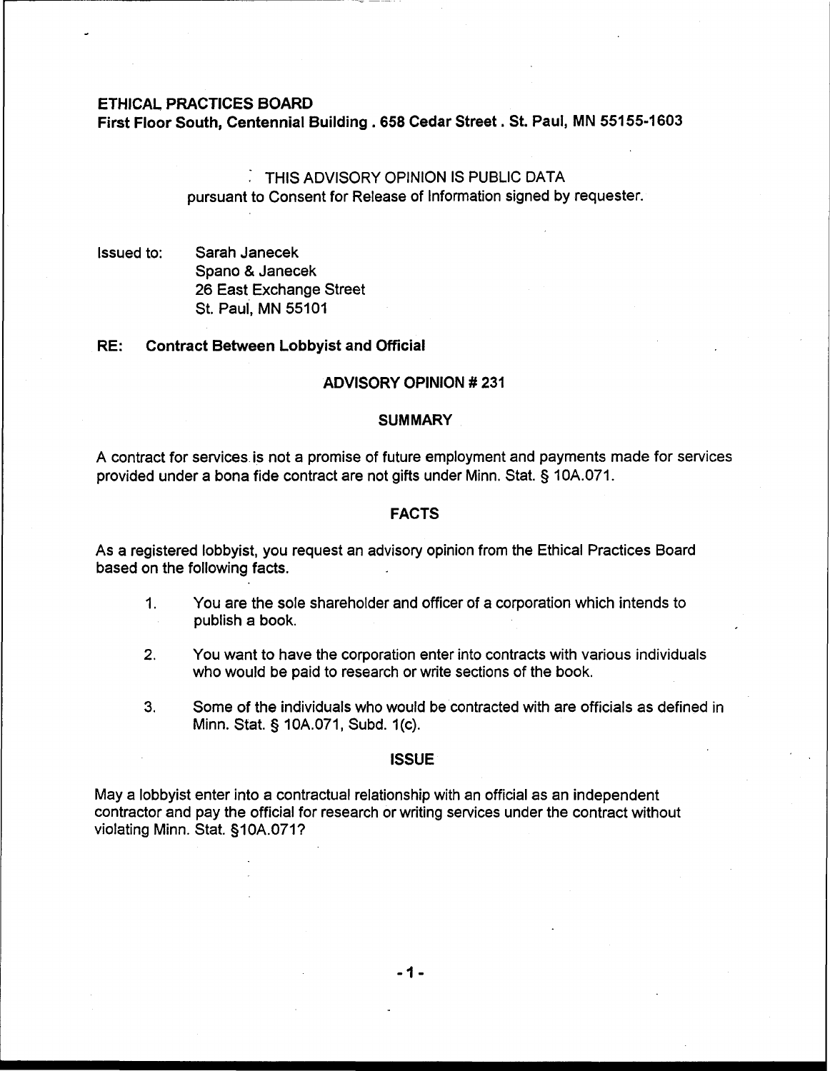**ETHICAL PRACTICES BOARD**
**First Floor South, Centennial Building . 658 Cedar Street . St. Paul, MN 55155-1603**

THIS ADVISORY OPINION IS PUBLIC DATA
pursuant to Consent for Release of Information signed by requester.

Issued to: Sarah Janecek
Spano & Janecek
26 East Exchange Street
St. Paul, MN 55101

**RE: Contract Between Lobbyist and Official**

## ADVISORY OPINION # 231

### SUMMARY

A contract for services is not a promise of future employment and payments made for services provided under a bona fide contract are not gifts under Minn. Stat. § 10A.071.

### FACTS

As a registered lobbyist, you request an advisory opinion from the Ethical Practices Board based on the following facts.

1. You are the sole shareholder and officer of a corporation which intends to publish a book.
2. You want to have the corporation enter into contracts with various individuals who would be paid to research or write sections of the book.
3. Some of the individuals who would be contracted with are officials as defined in Minn. Stat. § 10A.071, Subd. 1(c).

### ISSUE

May a lobbyist enter into a contractual relationship with an official as an independent contractor and pay the official for research or writing services under the contract without violating Minn. Stat. §10A.071?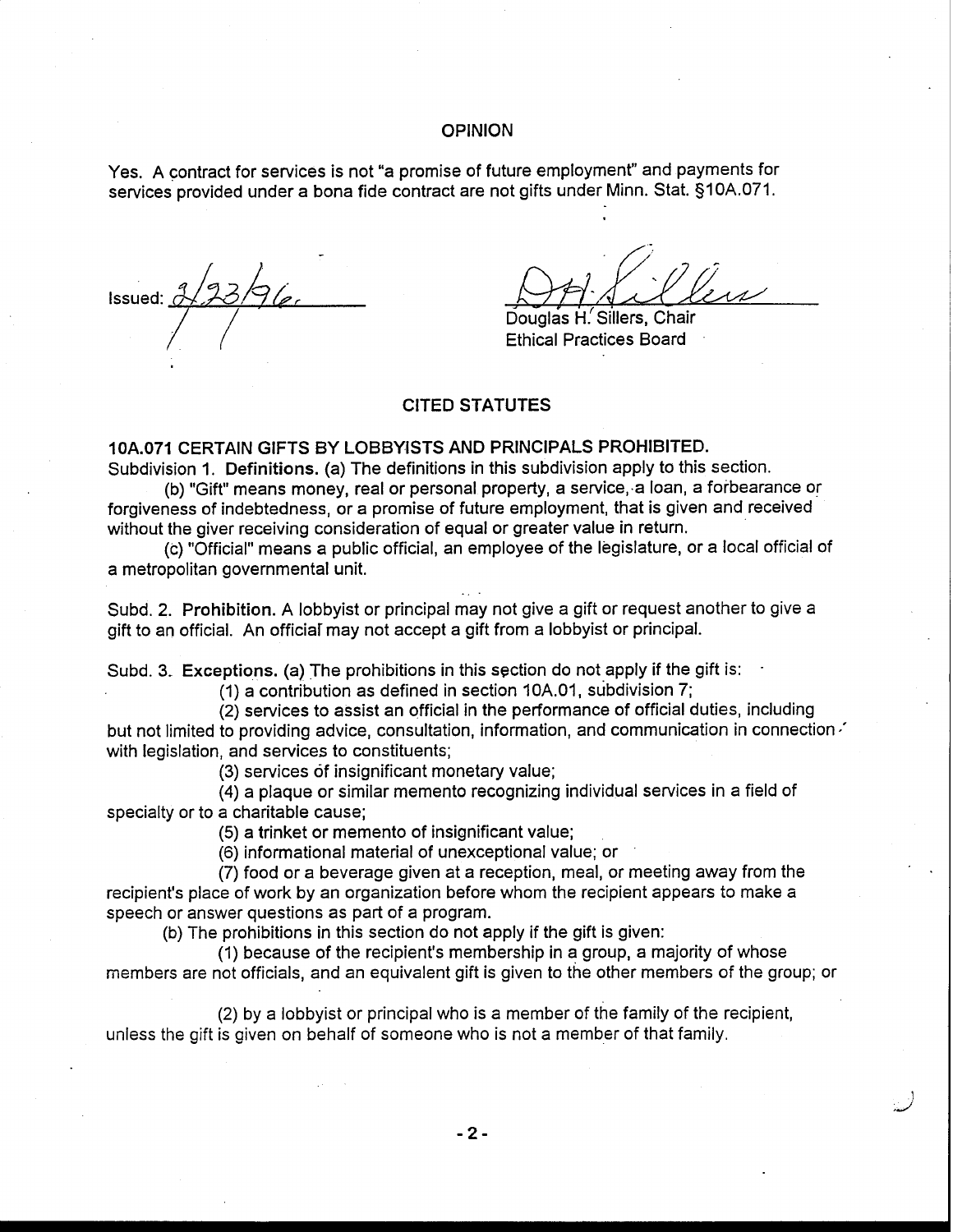## OPINION

Yes. A contract for services is not "a promise of future employment" and payments for services provided under a bona fide contract are not gifts under Minn. Stat. §10A.071.

Issued: 2/23/96

Douglas H. Sillers, Chair
Ethical Practices Board

## CITED STATUTES

**10A.071 CERTAIN GIFTS BY LOBBYISTS AND PRINCIPALS PROHIBITED.**

Subdivision 1. **Definitions.** (a) The definitions in this subdivision apply to this section.

(b) "Gift" means money, real or personal property, a service, a loan, a forbearance or forgiveness of indebtedness, or a promise of future employment, that is given and received without the giver receiving consideration of equal or greater value in return.

(c) "Official" means a public official, an employee of the legislature, or a local official of a metropolitan governmental unit.

Subd. 2. **Prohibition.** A lobbyist or principal may not give a gift or request another to give a gift to an official. An official may not accept a gift from a lobbyist or principal.

Subd. 3. **Exceptions.** (a) The prohibitions in this section do not apply if the gift is:

(1) a contribution as defined in section 10A.01, subdivision 7;

(2) services to assist an official in the performance of official duties, including but not limited to providing advice, consultation, information, and communication in connection with legislation, and services to constituents;

(3) services of insignificant monetary value;

(4) a plaque or similar memento recognizing individual services in a field of specialty or to a charitable cause;

(5) a trinket or memento of insignificant value;

(6) informational material of unexceptional value; or

(7) food or a beverage given at a reception, meal, or meeting away from the recipient's place of work by an organization before whom the recipient appears to make a speech or answer questions as part of a program.

(b) The prohibitions in this section do not apply if the gift is given:

(1) because of the recipient's membership in a group, a majority of whose members are not officials, and an equivalent gift is given to the other members of the group; or

(2) by a lobbyist or principal who is a member of the family of the recipient, unless the gift is given on behalf of someone who is not a member of that family.